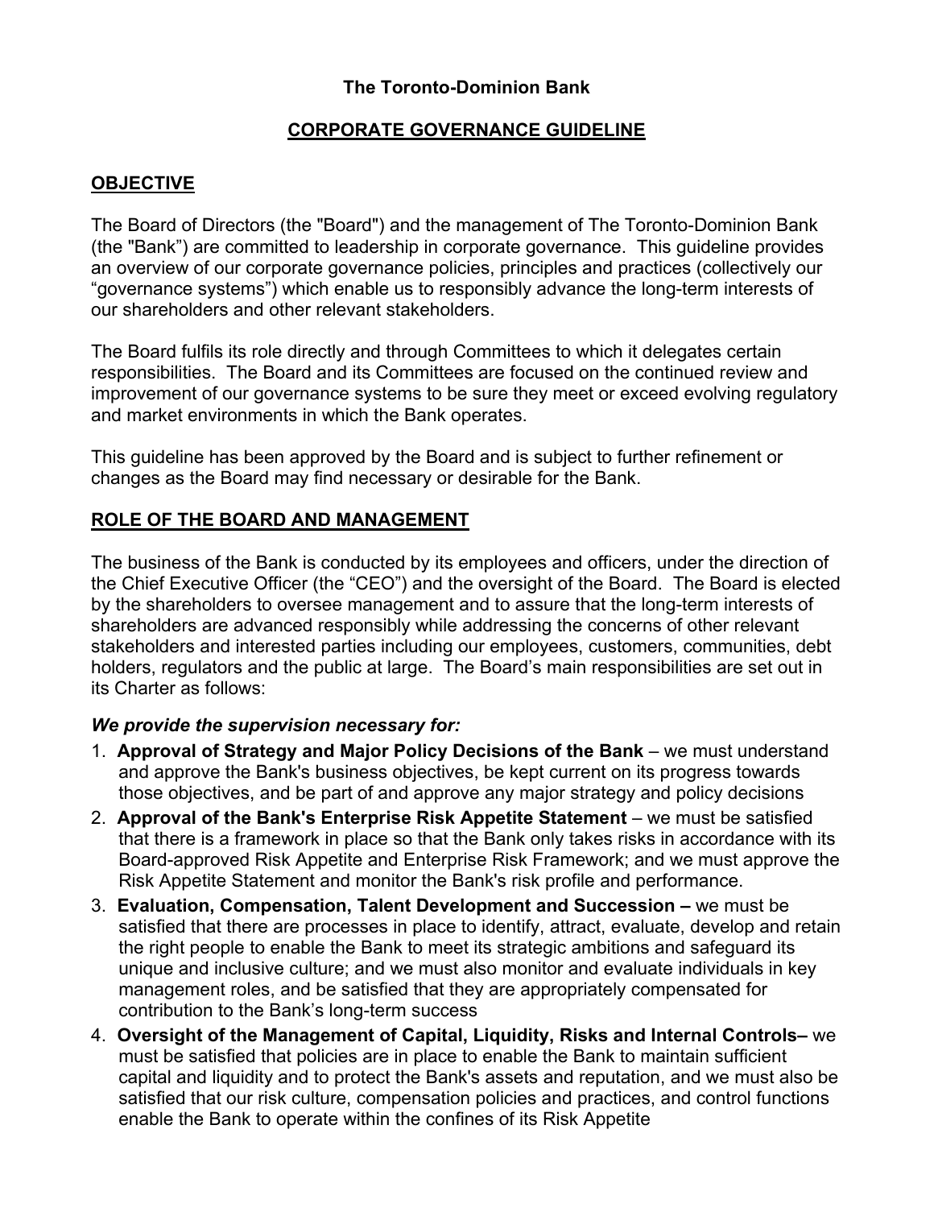# The Toronto-Dominion Bank

## CORPORATE GOVERNANCE GUIDELINE

## OBJECTIVE

The Board of Directors (the "Board") and the management of The Toronto-Dominion Bank (the "Bank") are committed to leadership in corporate governance. This guideline provides an overview of our corporate governance policies, principles and practices (collectively our "governance systems") which enable us to responsibly advance the long-term interests of our shareholders and other relevant stakeholders.

The Board fulfils its role directly and through Committees to which it delegates certain responsibilities. The Board and its Committees are focused on the continued review and improvement of our governance systems to be sure they meet or exceed evolving regulatory and market environments in which the Bank operates.

This guideline has been approved by the Board and is subject to further refinement or changes as the Board may find necessary or desirable for the Bank.

## ROLE OF THE BOARD AND MANAGEMENT

The business of the Bank is conducted by its employees and officers, under the direction of the Chief Executive Officer (the "CEO") and the oversight of the Board. The Board is elected by the shareholders to oversee management and to assure that the long-term interests of shareholders are advanced responsibly while addressing the concerns of other relevant stakeholders and interested parties including our employees, customers, communities, debt holders, regulators and the public at large. The Board's main responsibilities are set out in its Charter as follows:

***We provide the supervision necessary for:***

1. **Approval of Strategy and Major Policy Decisions of the Bank** – we must understand and approve the Bank's business objectives, be kept current on its progress towards those objectives, and be part of and approve any major strategy and policy decisions
2. **Approval of the Bank's Enterprise Risk Appetite Statement** – we must be satisfied that there is a framework in place so that the Bank only takes risks in accordance with its Board-approved Risk Appetite and Enterprise Risk Framework; and we must approve the Risk Appetite Statement and monitor the Bank's risk profile and performance.
3. **Evaluation, Compensation, Talent Development and Succession –** we must be satisfied that there are processes in place to identify, attract, evaluate, develop and retain the right people to enable the Bank to meet its strategic ambitions and safeguard its unique and inclusive culture; and we must also monitor and evaluate individuals in key management roles, and be satisfied that they are appropriately compensated for contribution to the Bank's long-term success
4. **Oversight of the Management of Capital, Liquidity, Risks and Internal Controls–** we must be satisfied that policies are in place to enable the Bank to maintain sufficient capital and liquidity and to protect the Bank's assets and reputation, and we must also be satisfied that our risk culture, compensation policies and practices, and control functions enable the Bank to operate within the confines of its Risk Appetite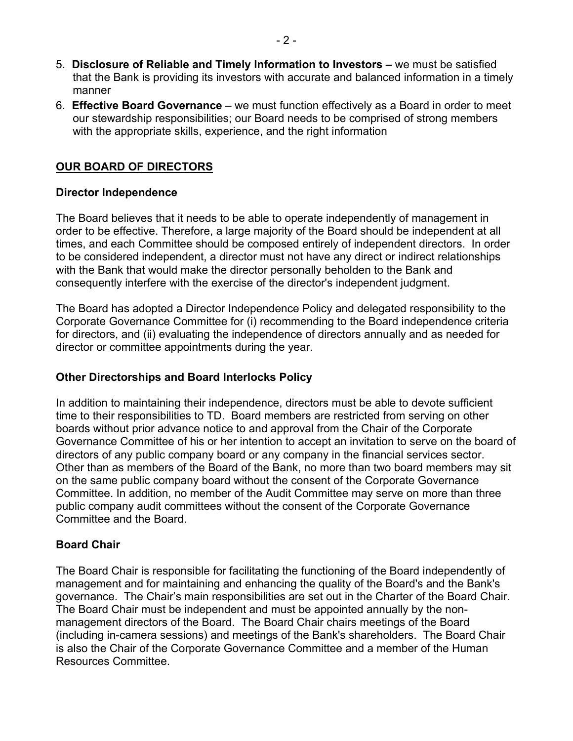5. **Disclosure of Reliable and Timely Information to Investors –** we must be satisfied that the Bank is providing its investors with accurate and balanced information in a timely manner
6. **Effective Board Governance** – we must function effectively as a Board in order to meet our stewardship responsibilities; our Board needs to be comprised of strong members with the appropriate skills, experience, and the right information

## OUR BOARD OF DIRECTORS

### Director Independence

The Board believes that it needs to be able to operate independently of management in order to be effective. Therefore, a large majority of the Board should be independent at all times, and each Committee should be composed entirely of independent directors. In order to be considered independent, a director must not have any direct or indirect relationships with the Bank that would make the director personally beholden to the Bank and consequently interfere with the exercise of the director's independent judgment.

The Board has adopted a Director Independence Policy and delegated responsibility to the Corporate Governance Committee for (i) recommending to the Board independence criteria for directors, and (ii) evaluating the independence of directors annually and as needed for director or committee appointments during the year.

### Other Directorships and Board Interlocks Policy

In addition to maintaining their independence, directors must be able to devote sufficient time to their responsibilities to TD. Board members are restricted from serving on other boards without prior advance notice to and approval from the Chair of the Corporate Governance Committee of his or her intention to accept an invitation to serve on the board of directors of any public company board or any company in the financial services sector. Other than as members of the Board of the Bank, no more than two board members may sit on the same public company board without the consent of the Corporate Governance Committee. In addition, no member of the Audit Committee may serve on more than three public company audit committees without the consent of the Corporate Governance Committee and the Board.

### Board Chair

The Board Chair is responsible for facilitating the functioning of the Board independently of management and for maintaining and enhancing the quality of the Board's and the Bank's governance. The Chair's main responsibilities are set out in the Charter of the Board Chair. The Board Chair must be independent and must be appointed annually by the non-management directors of the Board. The Board Chair chairs meetings of the Board (including in-camera sessions) and meetings of the Bank's shareholders. The Board Chair is also the Chair of the Corporate Governance Committee and a member of the Human Resources Committee.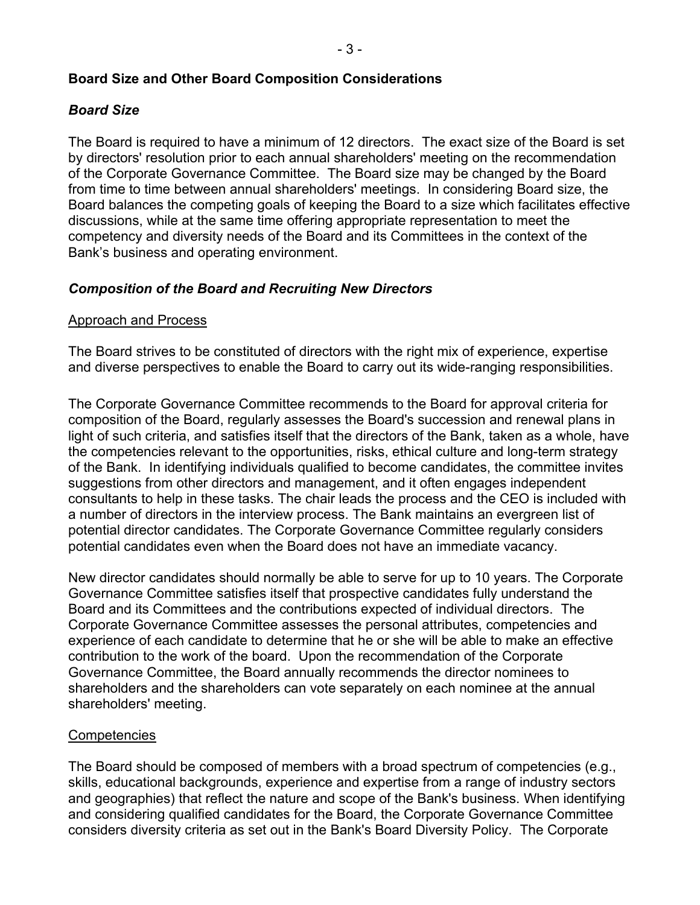## Board Size and Other Board Composition Considerations

### *Board Size*

The Board is required to have a minimum of 12 directors. The exact size of the Board is set by directors' resolution prior to each annual shareholders' meeting on the recommendation of the Corporate Governance Committee. The Board size may be changed by the Board from time to time between annual shareholders' meetings. In considering Board size, the Board balances the competing goals of keeping the Board to a size which facilitates effective discussions, while at the same time offering appropriate representation to meet the competency and diversity needs of the Board and its Committees in the context of the Bank's business and operating environment.

### *Composition of the Board and Recruiting New Directors*

#### Approach and Process

The Board strives to be constituted of directors with the right mix of experience, expertise and diverse perspectives to enable the Board to carry out its wide-ranging responsibilities.

The Corporate Governance Committee recommends to the Board for approval criteria for composition of the Board, regularly assesses the Board's succession and renewal plans in light of such criteria, and satisfies itself that the directors of the Bank, taken as a whole, have the competencies relevant to the opportunities, risks, ethical culture and long-term strategy of the Bank. In identifying individuals qualified to become candidates, the committee invites suggestions from other directors and management, and it often engages independent consultants to help in these tasks. The chair leads the process and the CEO is included with a number of directors in the interview process. The Bank maintains an evergreen list of potential director candidates. The Corporate Governance Committee regularly considers potential candidates even when the Board does not have an immediate vacancy.

New director candidates should normally be able to serve for up to 10 years. The Corporate Governance Committee satisfies itself that prospective candidates fully understand the Board and its Committees and the contributions expected of individual directors. The Corporate Governance Committee assesses the personal attributes, competencies and experience of each candidate to determine that he or she will be able to make an effective contribution to the work of the board. Upon the recommendation of the Corporate Governance Committee, the Board annually recommends the director nominees to shareholders and the shareholders can vote separately on each nominee at the annual shareholders' meeting.

#### Competencies

The Board should be composed of members with a broad spectrum of competencies (e.g., skills, educational backgrounds, experience and expertise from a range of industry sectors and geographies) that reflect the nature and scope of the Bank's business. When identifying and considering qualified candidates for the Board, the Corporate Governance Committee considers diversity criteria as set out in the Bank's Board Diversity Policy. The Corporate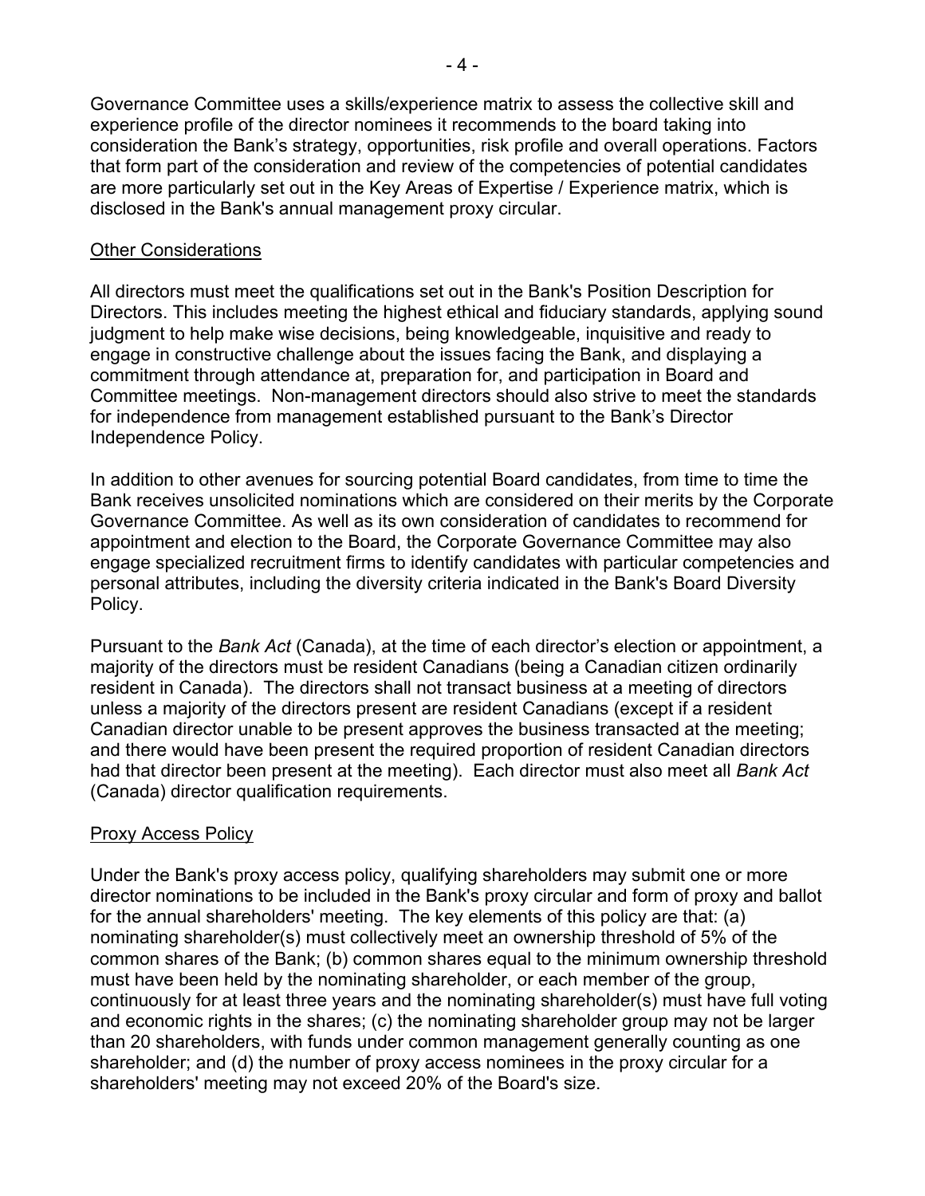Governance Committee uses a skills/experience matrix to assess the collective skill and experience profile of the director nominees it recommends to the board taking into consideration the Bank's strategy, opportunities, risk profile and overall operations. Factors that form part of the consideration and review of the competencies of potential candidates are more particularly set out in the Key Areas of Expertise / Experience matrix, which is disclosed in the Bank's annual management proxy circular.

## Other Considerations

All directors must meet the qualifications set out in the Bank's Position Description for Directors. This includes meeting the highest ethical and fiduciary standards, applying sound judgment to help make wise decisions, being knowledgeable, inquisitive and ready to engage in constructive challenge about the issues facing the Bank, and displaying a commitment through attendance at, preparation for, and participation in Board and Committee meetings. Non-management directors should also strive to meet the standards for independence from management established pursuant to the Bank's Director Independence Policy.

In addition to other avenues for sourcing potential Board candidates, from time to time the Bank receives unsolicited nominations which are considered on their merits by the Corporate Governance Committee. As well as its own consideration of candidates to recommend for appointment and election to the Board, the Corporate Governance Committee may also engage specialized recruitment firms to identify candidates with particular competencies and personal attributes, including the diversity criteria indicated in the Bank's Board Diversity Policy.

Pursuant to the *Bank Act* (Canada), at the time of each director's election or appointment, a majority of the directors must be resident Canadians (being a Canadian citizen ordinarily resident in Canada). The directors shall not transact business at a meeting of directors unless a majority of the directors present are resident Canadians (except if a resident Canadian director unable to be present approves the business transacted at the meeting; and there would have been present the required proportion of resident Canadian directors had that director been present at the meeting). Each director must also meet all *Bank Act* (Canada) director qualification requirements.

## Proxy Access Policy

Under the Bank's proxy access policy, qualifying shareholders may submit one or more director nominations to be included in the Bank's proxy circular and form of proxy and ballot for the annual shareholders' meeting. The key elements of this policy are that: (a) nominating shareholder(s) must collectively meet an ownership threshold of 5% of the common shares of the Bank; (b) common shares equal to the minimum ownership threshold must have been held by the nominating shareholder, or each member of the group, continuously for at least three years and the nominating shareholder(s) must have full voting and economic rights in the shares; (c) the nominating shareholder group may not be larger than 20 shareholders, with funds under common management generally counting as one shareholder; and (d) the number of proxy access nominees in the proxy circular for a shareholders' meeting may not exceed 20% of the Board's size.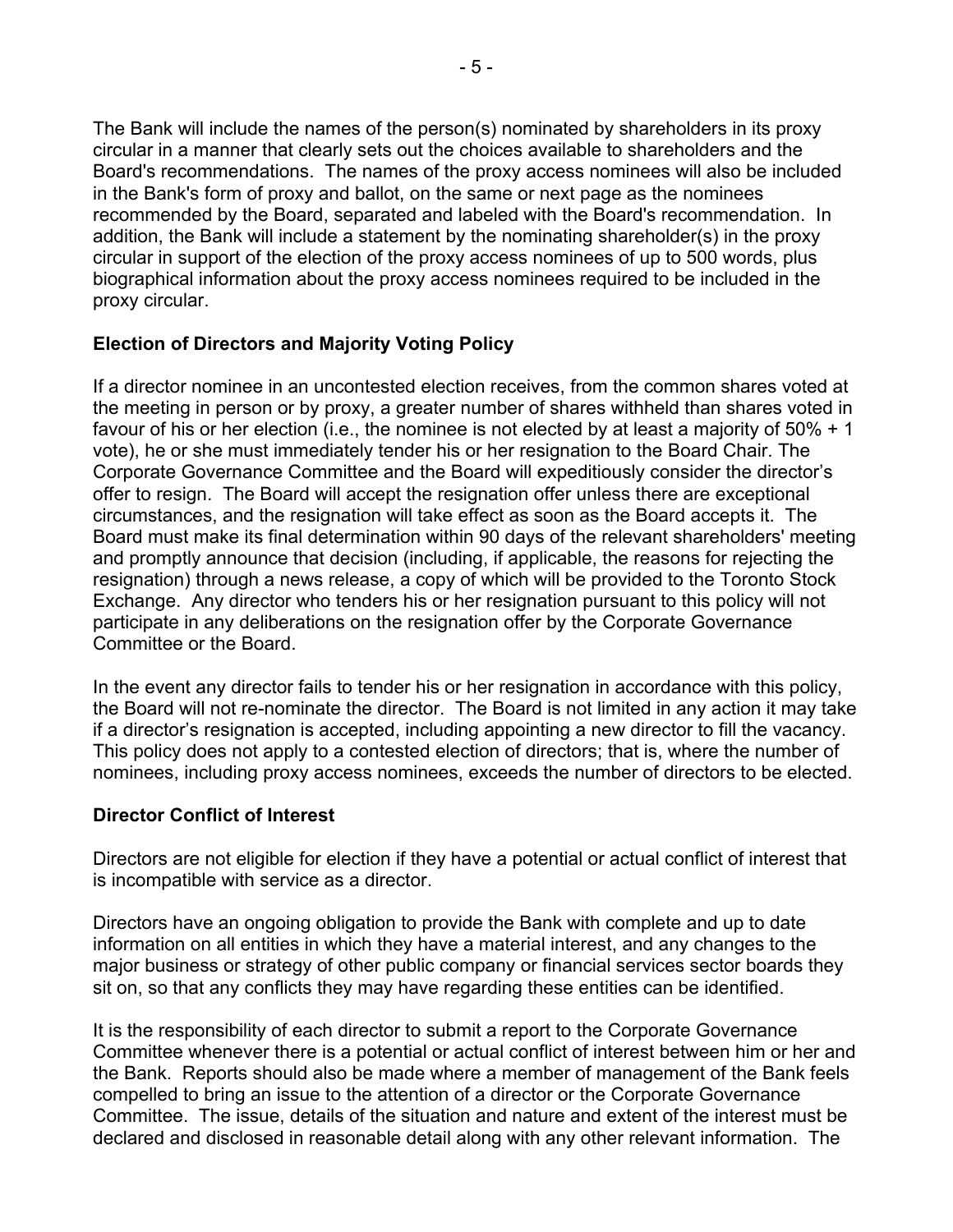The Bank will include the names of the person(s) nominated by shareholders in its proxy circular in a manner that clearly sets out the choices available to shareholders and the Board's recommendations. The names of the proxy access nominees will also be included in the Bank's form of proxy and ballot, on the same or next page as the nominees recommended by the Board, separated and labeled with the Board's recommendation. In addition, the Bank will include a statement by the nominating shareholder(s) in the proxy circular in support of the election of the proxy access nominees of up to 500 words, plus biographical information about the proxy access nominees required to be included in the proxy circular.

**Election of Directors and Majority Voting Policy**

If a director nominee in an uncontested election receives, from the common shares voted at the meeting in person or by proxy, a greater number of shares withheld than shares voted in favour of his or her election (i.e., the nominee is not elected by at least a majority of 50% + 1 vote), he or she must immediately tender his or her resignation to the Board Chair. The Corporate Governance Committee and the Board will expeditiously consider the director's offer to resign. The Board will accept the resignation offer unless there are exceptional circumstances, and the resignation will take effect as soon as the Board accepts it. The Board must make its final determination within 90 days of the relevant shareholders' meeting and promptly announce that decision (including, if applicable, the reasons for rejecting the resignation) through a news release, a copy of which will be provided to the Toronto Stock Exchange. Any director who tenders his or her resignation pursuant to this policy will not participate in any deliberations on the resignation offer by the Corporate Governance Committee or the Board.

In the event any director fails to tender his or her resignation in accordance with this policy, the Board will not re-nominate the director. The Board is not limited in any action it may take if a director's resignation is accepted, including appointing a new director to fill the vacancy. This policy does not apply to a contested election of directors; that is, where the number of nominees, including proxy access nominees, exceeds the number of directors to be elected.

**Director Conflict of Interest**

Directors are not eligible for election if they have a potential or actual conflict of interest that is incompatible with service as a director.

Directors have an ongoing obligation to provide the Bank with complete and up to date information on all entities in which they have a material interest, and any changes to the major business or strategy of other public company or financial services sector boards they sit on, so that any conflicts they may have regarding these entities can be identified.

It is the responsibility of each director to submit a report to the Corporate Governance Committee whenever there is a potential or actual conflict of interest between him or her and the Bank. Reports should also be made where a member of management of the Bank feels compelled to bring an issue to the attention of a director or the Corporate Governance Committee. The issue, details of the situation and nature and extent of the interest must be declared and disclosed in reasonable detail along with any other relevant information. The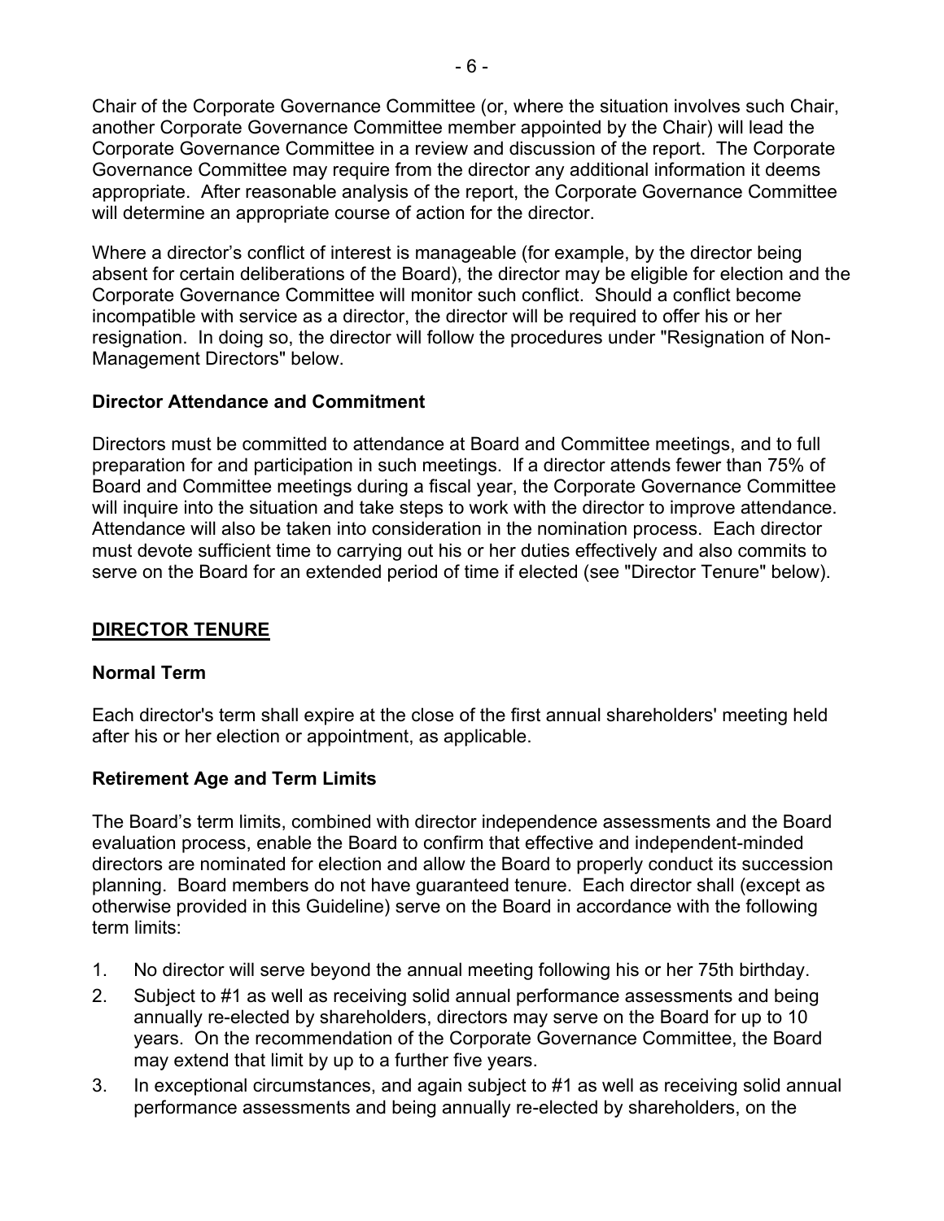Chair of the Corporate Governance Committee (or, where the situation involves such Chair, another Corporate Governance Committee member appointed by the Chair) will lead the Corporate Governance Committee in a review and discussion of the report. The Corporate Governance Committee may require from the director any additional information it deems appropriate. After reasonable analysis of the report, the Corporate Governance Committee will determine an appropriate course of action for the director.

Where a director's conflict of interest is manageable (for example, by the director being absent for certain deliberations of the Board), the director may be eligible for election and the Corporate Governance Committee will monitor such conflict. Should a conflict become incompatible with service as a director, the director will be required to offer his or her resignation. In doing so, the director will follow the procedures under "Resignation of Non-Management Directors" below.

### Director Attendance and Commitment

Directors must be committed to attendance at Board and Committee meetings, and to full preparation for and participation in such meetings. If a director attends fewer than 75% of Board and Committee meetings during a fiscal year, the Corporate Governance Committee will inquire into the situation and take steps to work with the director to improve attendance. Attendance will also be taken into consideration in the nomination process. Each director must devote sufficient time to carrying out his or her duties effectively and also commits to serve on the Board for an extended period of time if elected (see "Director Tenure" below).

## DIRECTOR TENURE

### Normal Term

Each director's term shall expire at the close of the first annual shareholders' meeting held after his or her election or appointment, as applicable.

### Retirement Age and Term Limits

The Board's term limits, combined with director independence assessments and the Board evaluation process, enable the Board to confirm that effective and independent-minded directors are nominated for election and allow the Board to properly conduct its succession planning. Board members do not have guaranteed tenure. Each director shall (except as otherwise provided in this Guideline) serve on the Board in accordance with the following term limits:

1. No director will serve beyond the annual meeting following his or her 75th birthday.
2. Subject to #1 as well as receiving solid annual performance assessments and being annually re-elected by shareholders, directors may serve on the Board for up to 10 years. On the recommendation of the Corporate Governance Committee, the Board may extend that limit by up to a further five years.
3. In exceptional circumstances, and again subject to #1 as well as receiving solid annual performance assessments and being annually re-elected by shareholders, on the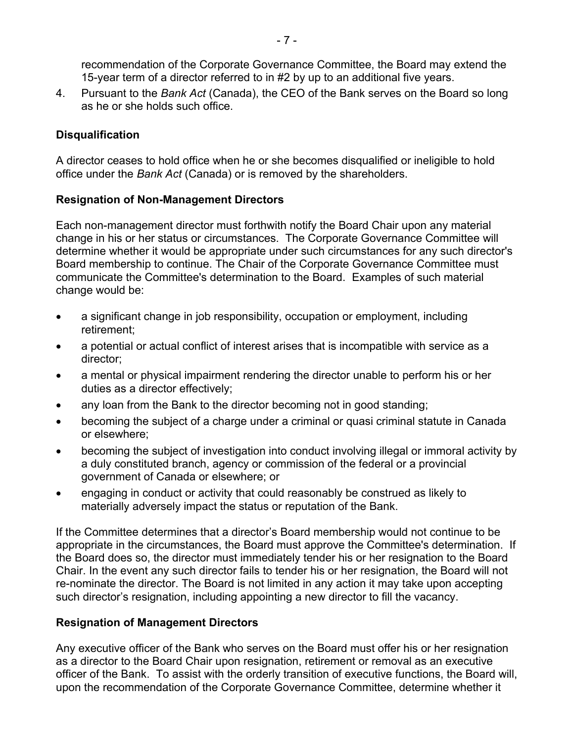recommendation of the Corporate Governance Committee, the Board may extend the 15-year term of a director referred to in #2 by up to an additional five years.

4. Pursuant to the *Bank Act* (Canada), the CEO of the Bank serves on the Board so long as he or she holds such office.

### Disqualification

A director ceases to hold office when he or she becomes disqualified or ineligible to hold office under the *Bank Act* (Canada) or is removed by the shareholders.

### Resignation of Non-Management Directors

Each non-management director must forthwith notify the Board Chair upon any material change in his or her status or circumstances. The Corporate Governance Committee will determine whether it would be appropriate under such circumstances for any such director's Board membership to continue. The Chair of the Corporate Governance Committee must communicate the Committee's determination to the Board. Examples of such material change would be:

- a significant change in job responsibility, occupation or employment, including retirement;
- a potential or actual conflict of interest arises that is incompatible with service as a director;
- a mental or physical impairment rendering the director unable to perform his or her duties as a director effectively;
- any loan from the Bank to the director becoming not in good standing;
- becoming the subject of a charge under a criminal or quasi criminal statute in Canada or elsewhere;
- becoming the subject of investigation into conduct involving illegal or immoral activity by a duly constituted branch, agency or commission of the federal or a provincial government of Canada or elsewhere; or
- engaging in conduct or activity that could reasonably be construed as likely to materially adversely impact the status or reputation of the Bank.

If the Committee determines that a director's Board membership would not continue to be appropriate in the circumstances, the Board must approve the Committee's determination. If the Board does so, the director must immediately tender his or her resignation to the Board Chair. In the event any such director fails to tender his or her resignation, the Board will not re-nominate the director. The Board is not limited in any action it may take upon accepting such director's resignation, including appointing a new director to fill the vacancy.

### Resignation of Management Directors

Any executive officer of the Bank who serves on the Board must offer his or her resignation as a director to the Board Chair upon resignation, retirement or removal as an executive officer of the Bank. To assist with the orderly transition of executive functions, the Board will, upon the recommendation of the Corporate Governance Committee, determine whether it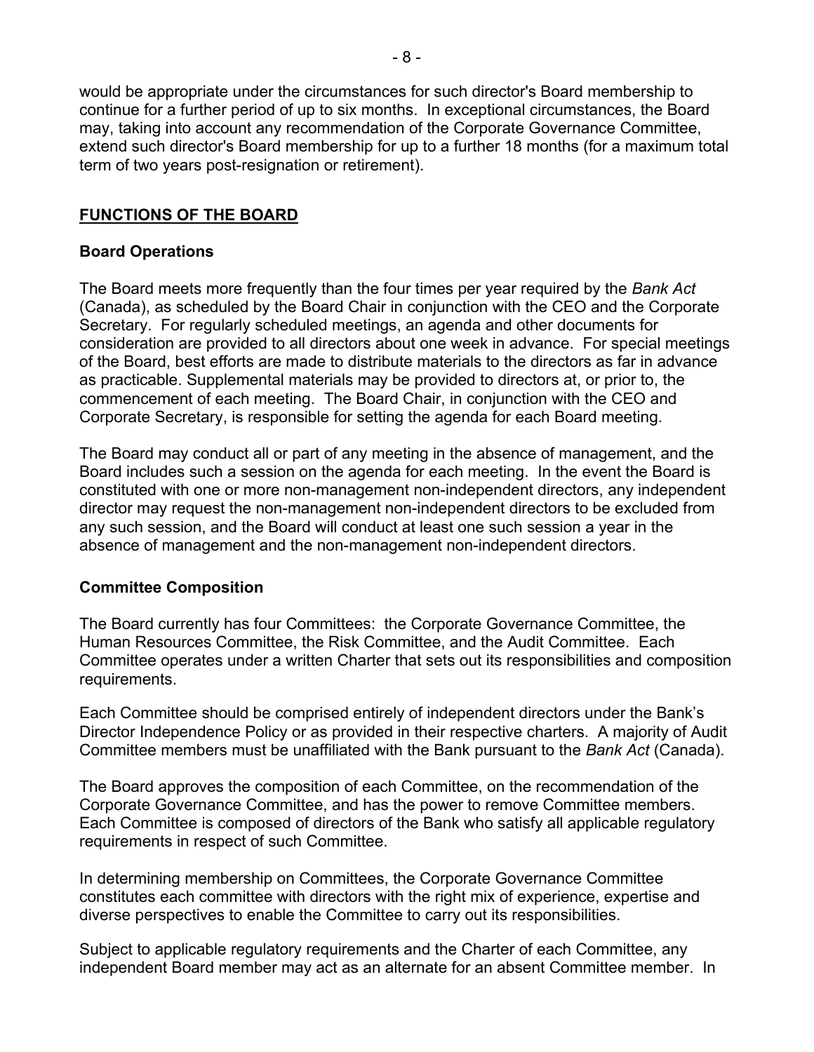would be appropriate under the circumstances for such director's Board membership to continue for a further period of up to six months. In exceptional circumstances, the Board may, taking into account any recommendation of the Corporate Governance Committee, extend such director's Board membership for up to a further 18 months (for a maximum total term of two years post-resignation or retirement).

## FUNCTIONS OF THE BOARD

### Board Operations

The Board meets more frequently than the four times per year required by the *Bank Act* (Canada), as scheduled by the Board Chair in conjunction with the CEO and the Corporate Secretary. For regularly scheduled meetings, an agenda and other documents for consideration are provided to all directors about one week in advance. For special meetings of the Board, best efforts are made to distribute materials to the directors as far in advance as practicable. Supplemental materials may be provided to directors at, or prior to, the commencement of each meeting. The Board Chair, in conjunction with the CEO and Corporate Secretary, is responsible for setting the agenda for each Board meeting.

The Board may conduct all or part of any meeting in the absence of management, and the Board includes such a session on the agenda for each meeting. In the event the Board is constituted with one or more non-management non-independent directors, any independent director may request the non-management non-independent directors to be excluded from any such session, and the Board will conduct at least one such session a year in the absence of management and the non-management non-independent directors.

### Committee Composition

The Board currently has four Committees: the Corporate Governance Committee, the Human Resources Committee, the Risk Committee, and the Audit Committee. Each Committee operates under a written Charter that sets out its responsibilities and composition requirements.

Each Committee should be comprised entirely of independent directors under the Bank's Director Independence Policy or as provided in their respective charters. A majority of Audit Committee members must be unaffiliated with the Bank pursuant to the *Bank Act* (Canada).

The Board approves the composition of each Committee, on the recommendation of the Corporate Governance Committee, and has the power to remove Committee members. Each Committee is composed of directors of the Bank who satisfy all applicable regulatory requirements in respect of such Committee.

In determining membership on Committees, the Corporate Governance Committee constitutes each committee with directors with the right mix of experience, expertise and diverse perspectives to enable the Committee to carry out its responsibilities.

Subject to applicable regulatory requirements and the Charter of each Committee, any independent Board member may act as an alternate for an absent Committee member. In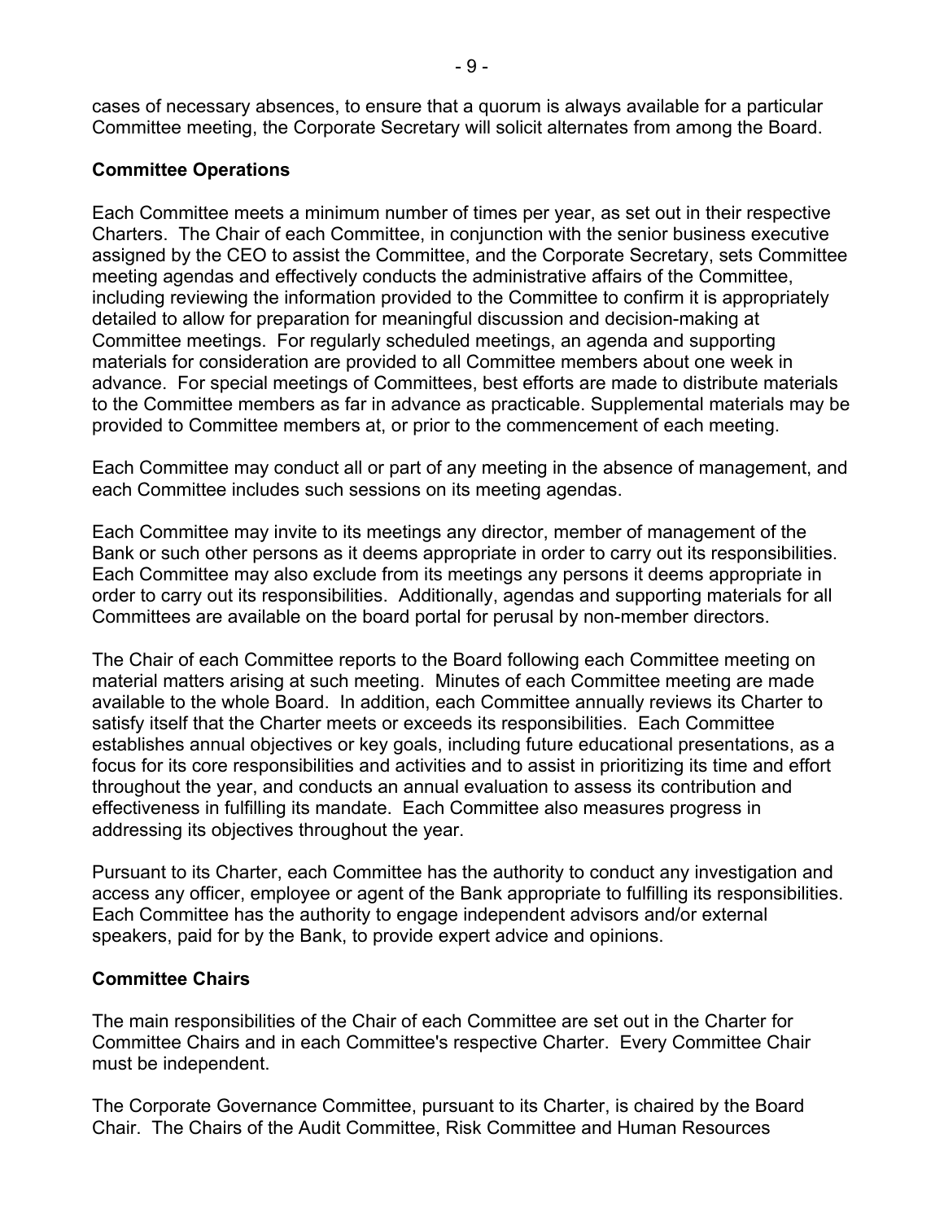cases of necessary absences, to ensure that a quorum is always available for a particular Committee meeting, the Corporate Secretary will solicit alternates from among the Board.

**Committee Operations**

Each Committee meets a minimum number of times per year, as set out in their respective Charters. The Chair of each Committee, in conjunction with the senior business executive assigned by the CEO to assist the Committee, and the Corporate Secretary, sets Committee meeting agendas and effectively conducts the administrative affairs of the Committee, including reviewing the information provided to the Committee to confirm it is appropriately detailed to allow for preparation for meaningful discussion and decision-making at Committee meetings. For regularly scheduled meetings, an agenda and supporting materials for consideration are provided to all Committee members about one week in advance. For special meetings of Committees, best efforts are made to distribute materials to the Committee members as far in advance as practicable. Supplemental materials may be provided to Committee members at, or prior to the commencement of each meeting.

Each Committee may conduct all or part of any meeting in the absence of management, and each Committee includes such sessions on its meeting agendas.

Each Committee may invite to its meetings any director, member of management of the Bank or such other persons as it deems appropriate in order to carry out its responsibilities. Each Committee may also exclude from its meetings any persons it deems appropriate in order to carry out its responsibilities. Additionally, agendas and supporting materials for all Committees are available on the board portal for perusal by non-member directors.

The Chair of each Committee reports to the Board following each Committee meeting on material matters arising at such meeting. Minutes of each Committee meeting are made available to the whole Board. In addition, each Committee annually reviews its Charter to satisfy itself that the Charter meets or exceeds its responsibilities. Each Committee establishes annual objectives or key goals, including future educational presentations, as a focus for its core responsibilities and activities and to assist in prioritizing its time and effort throughout the year, and conducts an annual evaluation to assess its contribution and effectiveness in fulfilling its mandate. Each Committee also measures progress in addressing its objectives throughout the year.

Pursuant to its Charter, each Committee has the authority to conduct any investigation and access any officer, employee or agent of the Bank appropriate to fulfilling its responsibilities. Each Committee has the authority to engage independent advisors and/or external speakers, paid for by the Bank, to provide expert advice and opinions.

**Committee Chairs**

The main responsibilities of the Chair of each Committee are set out in the Charter for Committee Chairs and in each Committee's respective Charter. Every Committee Chair must be independent.

The Corporate Governance Committee, pursuant to its Charter, is chaired by the Board Chair. The Chairs of the Audit Committee, Risk Committee and Human Resources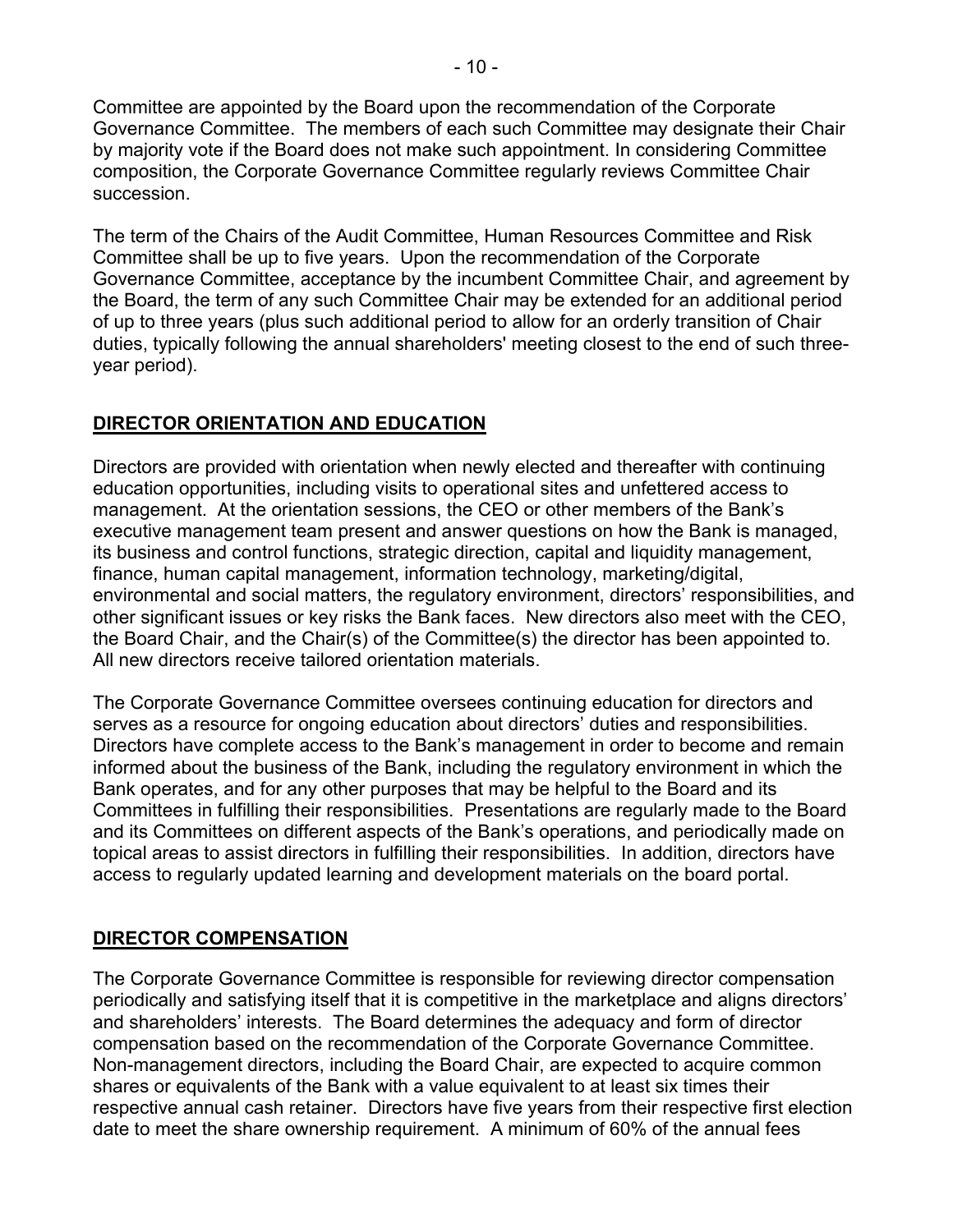Committee are appointed by the Board upon the recommendation of the Corporate Governance Committee. The members of each such Committee may designate their Chair by majority vote if the Board does not make such appointment. In considering Committee composition, the Corporate Governance Committee regularly reviews Committee Chair succession.

The term of the Chairs of the Audit Committee, Human Resources Committee and Risk Committee shall be up to five years. Upon the recommendation of the Corporate Governance Committee, acceptance by the incumbent Committee Chair, and agreement by the Board, the term of any such Committee Chair may be extended for an additional period of up to three years (plus such additional period to allow for an orderly transition of Chair duties, typically following the annual shareholders' meeting closest to the end of such three-year period).

## DIRECTOR ORIENTATION AND EDUCATION

Directors are provided with orientation when newly elected and thereafter with continuing education opportunities, including visits to operational sites and unfettered access to management. At the orientation sessions, the CEO or other members of the Bank's executive management team present and answer questions on how the Bank is managed, its business and control functions, strategic direction, capital and liquidity management, finance, human capital management, information technology, marketing/digital, environmental and social matters, the regulatory environment, directors' responsibilities, and other significant issues or key risks the Bank faces. New directors also meet with the CEO, the Board Chair, and the Chair(s) of the Committee(s) the director has been appointed to. All new directors receive tailored orientation materials.

The Corporate Governance Committee oversees continuing education for directors and serves as a resource for ongoing education about directors' duties and responsibilities. Directors have complete access to the Bank's management in order to become and remain informed about the business of the Bank, including the regulatory environment in which the Bank operates, and for any other purposes that may be helpful to the Board and its Committees in fulfilling their responsibilities. Presentations are regularly made to the Board and its Committees on different aspects of the Bank's operations, and periodically made on topical areas to assist directors in fulfilling their responsibilities. In addition, directors have access to regularly updated learning and development materials on the board portal.

## DIRECTOR COMPENSATION

The Corporate Governance Committee is responsible for reviewing director compensation periodically and satisfying itself that it is competitive in the marketplace and aligns directors' and shareholders' interests. The Board determines the adequacy and form of director compensation based on the recommendation of the Corporate Governance Committee. Non-management directors, including the Board Chair, are expected to acquire common shares or equivalents of the Bank with a value equivalent to at least six times their respective annual cash retainer. Directors have five years from their respective first election date to meet the share ownership requirement. A minimum of 60% of the annual fees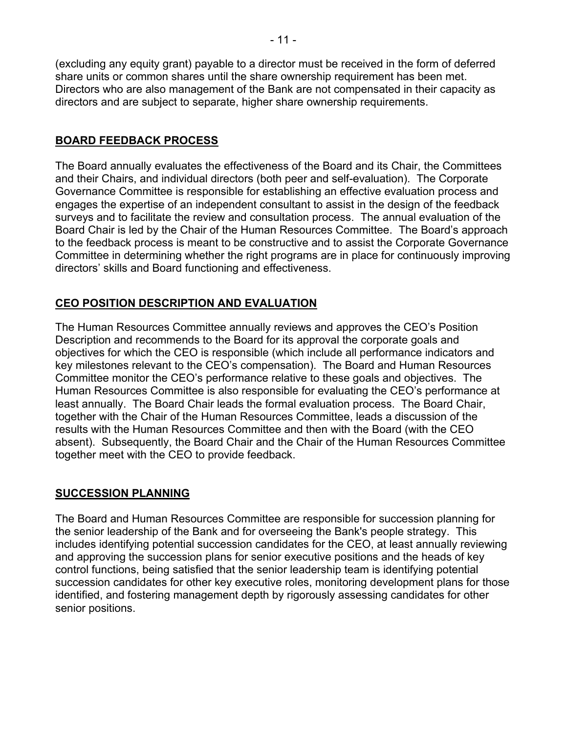(excluding any equity grant) payable to a director must be received in the form of deferred share units or common shares until the share ownership requirement has been met. Directors who are also management of the Bank are not compensated in their capacity as directors and are subject to separate, higher share ownership requirements.

## BOARD FEEDBACK PROCESS

The Board annually evaluates the effectiveness of the Board and its Chair, the Committees and their Chairs, and individual directors (both peer and self-evaluation). The Corporate Governance Committee is responsible for establishing an effective evaluation process and engages the expertise of an independent consultant to assist in the design of the feedback surveys and to facilitate the review and consultation process. The annual evaluation of the Board Chair is led by the Chair of the Human Resources Committee. The Board's approach to the feedback process is meant to be constructive and to assist the Corporate Governance Committee in determining whether the right programs are in place for continuously improving directors' skills and Board functioning and effectiveness.

## CEO POSITION DESCRIPTION AND EVALUATION

The Human Resources Committee annually reviews and approves the CEO's Position Description and recommends to the Board for its approval the corporate goals and objectives for which the CEO is responsible (which include all performance indicators and key milestones relevant to the CEO's compensation). The Board and Human Resources Committee monitor the CEO's performance relative to these goals and objectives. The Human Resources Committee is also responsible for evaluating the CEO's performance at least annually. The Board Chair leads the formal evaluation process. The Board Chair, together with the Chair of the Human Resources Committee, leads a discussion of the results with the Human Resources Committee and then with the Board (with the CEO absent). Subsequently, the Board Chair and the Chair of the Human Resources Committee together meet with the CEO to provide feedback.

## SUCCESSION PLANNING

The Board and Human Resources Committee are responsible for succession planning for the senior leadership of the Bank and for overseeing the Bank's people strategy. This includes identifying potential succession candidates for the CEO, at least annually reviewing and approving the succession plans for senior executive positions and the heads of key control functions, being satisfied that the senior leadership team is identifying potential succession candidates for other key executive roles, monitoring development plans for those identified, and fostering management depth by rigorously assessing candidates for other senior positions.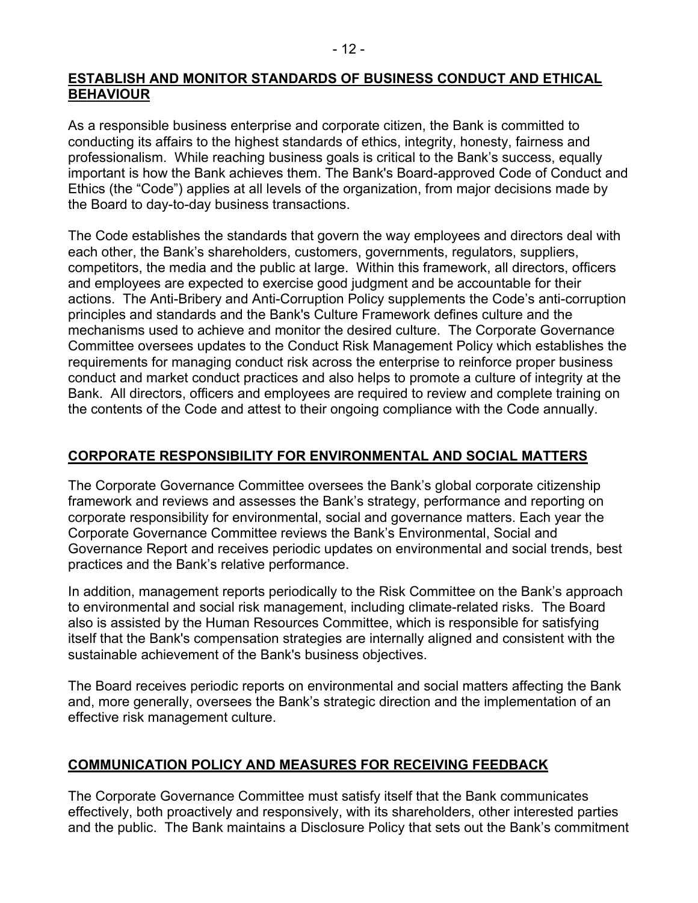## ESTABLISH AND MONITOR STANDARDS OF BUSINESS CONDUCT AND ETHICAL BEHAVIOUR

As a responsible business enterprise and corporate citizen, the Bank is committed to conducting its affairs to the highest standards of ethics, integrity, honesty, fairness and professionalism. While reaching business goals is critical to the Bank's success, equally important is how the Bank achieves them. The Bank's Board-approved Code of Conduct and Ethics (the "Code") applies at all levels of the organization, from major decisions made by the Board to day-to-day business transactions.

The Code establishes the standards that govern the way employees and directors deal with each other, the Bank's shareholders, customers, governments, regulators, suppliers, competitors, the media and the public at large. Within this framework, all directors, officers and employees are expected to exercise good judgment and be accountable for their actions. The Anti-Bribery and Anti-Corruption Policy supplements the Code's anti-corruption principles and standards and the Bank's Culture Framework defines culture and the mechanisms used to achieve and monitor the desired culture. The Corporate Governance Committee oversees updates to the Conduct Risk Management Policy which establishes the requirements for managing conduct risk across the enterprise to reinforce proper business conduct and market conduct practices and also helps to promote a culture of integrity at the Bank. All directors, officers and employees are required to review and complete training on the contents of the Code and attest to their ongoing compliance with the Code annually.

## CORPORATE RESPONSIBILITY FOR ENVIRONMENTAL AND SOCIAL MATTERS

The Corporate Governance Committee oversees the Bank's global corporate citizenship framework and reviews and assesses the Bank's strategy, performance and reporting on corporate responsibility for environmental, social and governance matters. Each year the Corporate Governance Committee reviews the Bank's Environmental, Social and Governance Report and receives periodic updates on environmental and social trends, best practices and the Bank's relative performance.

In addition, management reports periodically to the Risk Committee on the Bank's approach to environmental and social risk management, including climate-related risks. The Board also is assisted by the Human Resources Committee, which is responsible for satisfying itself that the Bank's compensation strategies are internally aligned and consistent with the sustainable achievement of the Bank's business objectives.

The Board receives periodic reports on environmental and social matters affecting the Bank and, more generally, oversees the Bank's strategic direction and the implementation of an effective risk management culture.

## COMMUNICATION POLICY AND MEASURES FOR RECEIVING FEEDBACK

The Corporate Governance Committee must satisfy itself that the Bank communicates effectively, both proactively and responsively, with its shareholders, other interested parties and the public. The Bank maintains a Disclosure Policy that sets out the Bank's commitment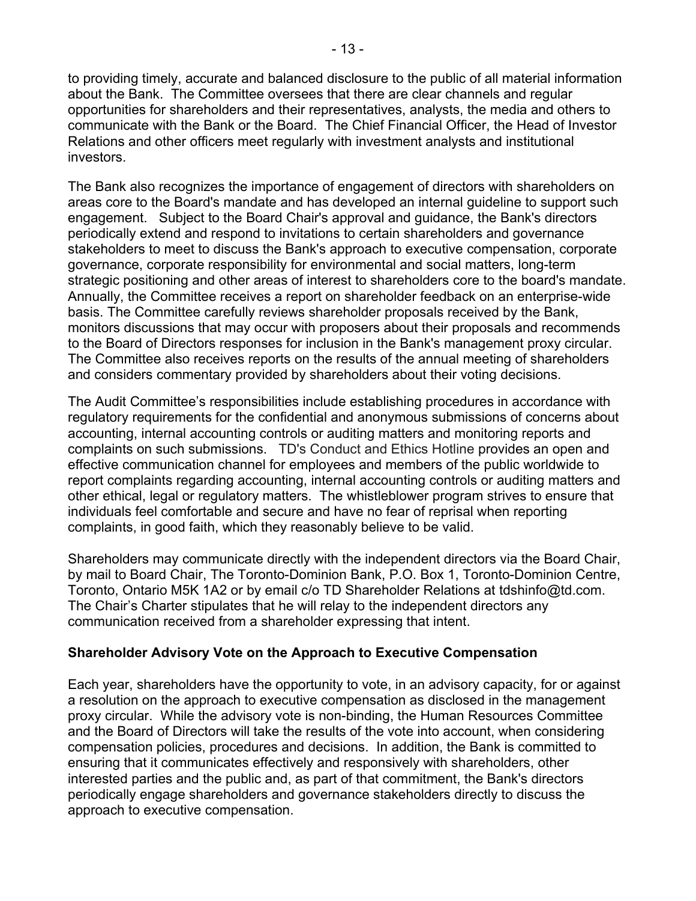to providing timely, accurate and balanced disclosure to the public of all material information about the Bank. The Committee oversees that there are clear channels and regular opportunities for shareholders and their representatives, analysts, the media and others to communicate with the Bank or the Board. The Chief Financial Officer, the Head of Investor Relations and other officers meet regularly with investment analysts and institutional investors.

The Bank also recognizes the importance of engagement of directors with shareholders on areas core to the Board's mandate and has developed an internal guideline to support such engagement. Subject to the Board Chair's approval and guidance, the Bank's directors periodically extend and respond to invitations to certain shareholders and governance stakeholders to meet to discuss the Bank's approach to executive compensation, corporate governance, corporate responsibility for environmental and social matters, long-term strategic positioning and other areas of interest to shareholders core to the board's mandate. Annually, the Committee receives a report on shareholder feedback on an enterprise-wide basis. The Committee carefully reviews shareholder proposals received by the Bank, monitors discussions that may occur with proposers about their proposals and recommends to the Board of Directors responses for inclusion in the Bank's management proxy circular. The Committee also receives reports on the results of the annual meeting of shareholders and considers commentary provided by shareholders about their voting decisions.

The Audit Committee's responsibilities include establishing procedures in accordance with regulatory requirements for the confidential and anonymous submissions of concerns about accounting, internal accounting controls or auditing matters and monitoring reports and complaints on such submissions. TD's Conduct and Ethics Hotline provides an open and effective communication channel for employees and members of the public worldwide to report complaints regarding accounting, internal accounting controls or auditing matters and other ethical, legal or regulatory matters. The whistleblower program strives to ensure that individuals feel comfortable and secure and have no fear of reprisal when reporting complaints, in good faith, which they reasonably believe to be valid.

Shareholders may communicate directly with the independent directors via the Board Chair, by mail to Board Chair, The Toronto-Dominion Bank, P.O. Box 1, Toronto-Dominion Centre, Toronto, Ontario M5K 1A2 or by email c/o TD Shareholder Relations at tdshinfo@td.com. The Chair's Charter stipulates that he will relay to the independent directors any communication received from a shareholder expressing that intent.

## Shareholder Advisory Vote on the Approach to Executive Compensation

Each year, shareholders have the opportunity to vote, in an advisory capacity, for or against a resolution on the approach to executive compensation as disclosed in the management proxy circular. While the advisory vote is non-binding, the Human Resources Committee and the Board of Directors will take the results of the vote into account, when considering compensation policies, procedures and decisions. In addition, the Bank is committed to ensuring that it communicates effectively and responsively with shareholders, other interested parties and the public and, as part of that commitment, the Bank's directors periodically engage shareholders and governance stakeholders directly to discuss the approach to executive compensation.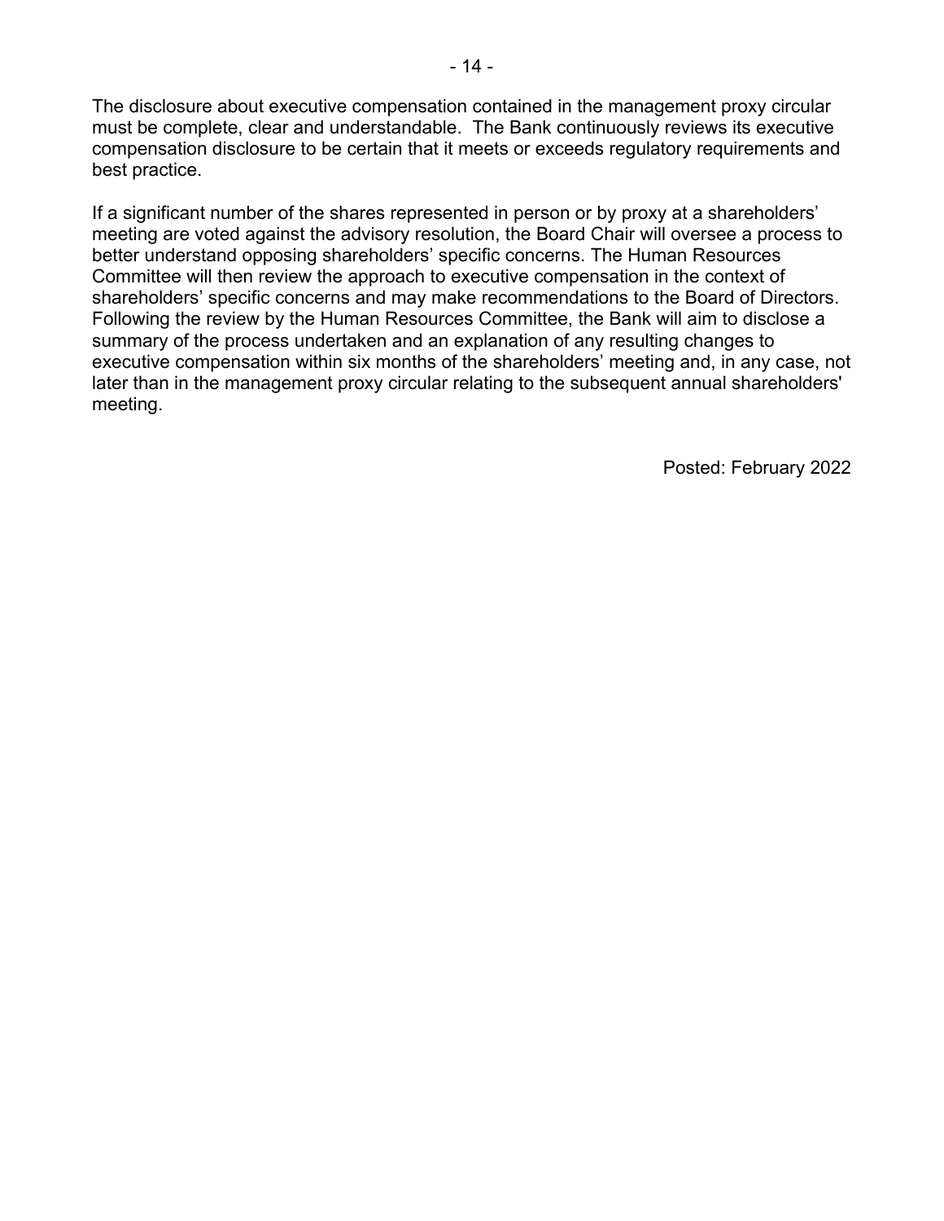The disclosure about executive compensation contained in the management proxy circular must be complete, clear and understandable. The Bank continuously reviews its executive compensation disclosure to be certain that it meets or exceeds regulatory requirements and best practice.

If a significant number of the shares represented in person or by proxy at a shareholders' meeting are voted against the advisory resolution, the Board Chair will oversee a process to better understand opposing shareholders' specific concerns. The Human Resources Committee will then review the approach to executive compensation in the context of shareholders' specific concerns and may make recommendations to the Board of Directors. Following the review by the Human Resources Committee, the Bank will aim to disclose a summary of the process undertaken and an explanation of any resulting changes to executive compensation within six months of the shareholders' meeting and, in any case, not later than in the management proxy circular relating to the subsequent annual shareholders' meeting.

Posted: February 2022